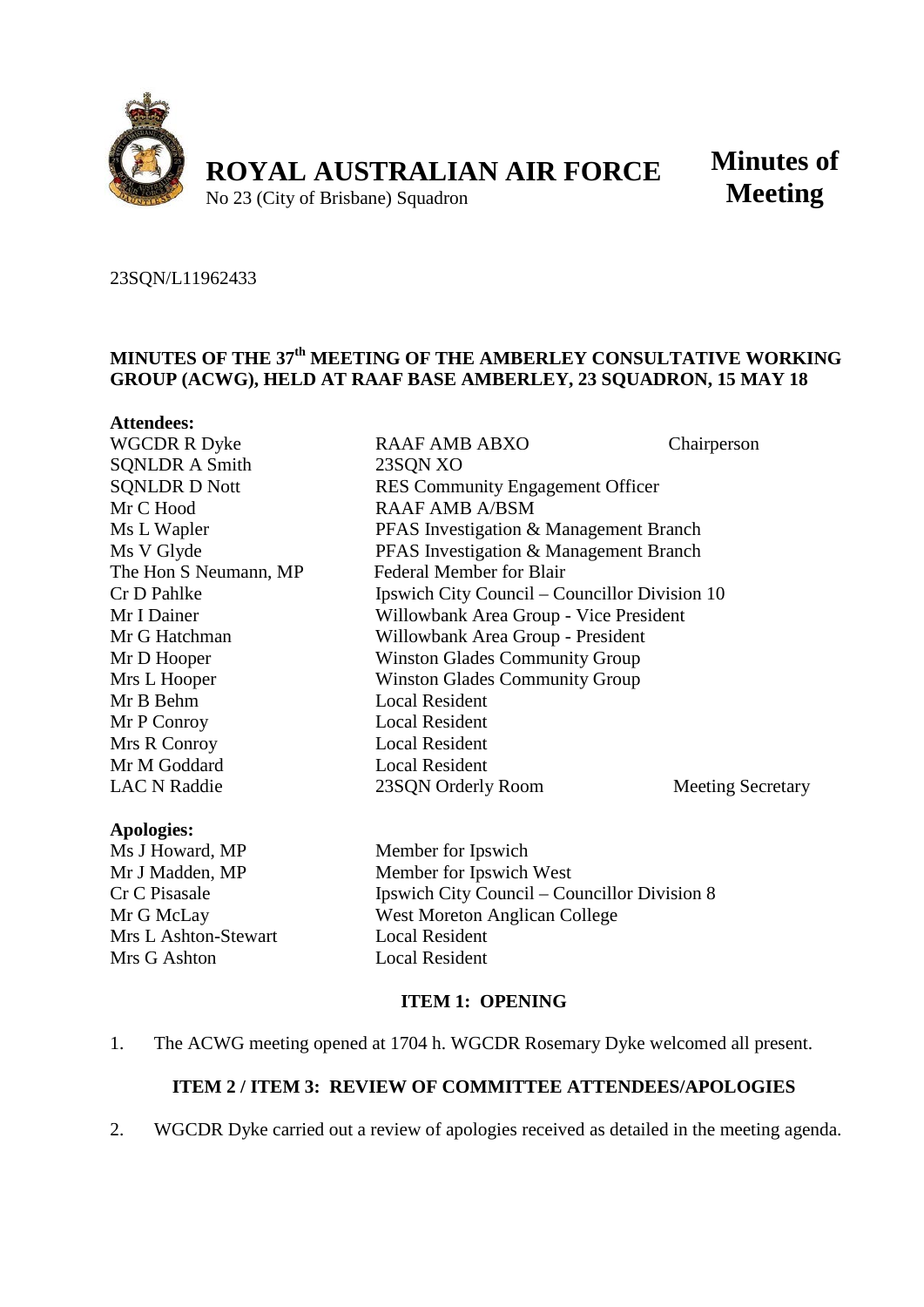**ROYAL AUSTRALIAN AIR FORCE**
No 23 (City of Brisbane) Squadron

**Minutes of Meeting**

23SQN/L11962433

**MINUTES OF THE 37th MEETING OF THE AMBERLEY CONSULTATIVE WORKING GROUP (ACWG), HELD AT RAAF BASE AMBERLEY, 23 SQUADRON, 15 MAY 18**

**Attendees:**

| Name | Position | Role |
|---|---|---|
| WGCDR R Dyke | RAAF AMB ABXO | Chairperson |
| SQNLDR A Smith | 23SQN XO | |
| SQNLDR D Nott | RES Community Engagement Officer | |
| Mr C Hood | RAAF AMB A/BSM | |
| Ms L Wapler | PFAS Investigation & Management Branch | |
| Ms V Glyde | PFAS Investigation & Management Branch | |
| The Hon S Neumann, MP | Federal Member for Blair | |
| Cr D Pahlke | Ipswich City Council – Councillor Division 10 | |
| Mr I Dainer | Willowbank Area Group - Vice President | |
| Mr G Hatchman | Willowbank Area Group - President | |
| Mr D Hooper | Winston Glades Community Group | |
| Mrs L Hooper | Winston Glades Community Group | |
| Mr B Behm | Local Resident | |
| Mr P Conroy | Local Resident | |
| Mrs R Conroy | Local Resident | |
| Mr M Goddard | Local Resident | |
| LAC N Raddie | 23SQN Orderly Room | Meeting Secretary |

**Apologies:**

| Name | Position |
|---|---|
| Ms J Howard, MP | Member for Ipswich |
| Mr J Madden, MP | Member for Ipswich West |
| Cr C Pisasale | Ipswich City Council – Councillor Division 8 |
| Mr G McLay | West Moreton Anglican College |
| Mrs L Ashton-Stewart | Local Resident |
| Mrs G Ashton | Local Resident |

## ITEM 1: OPENING

1. The ACWG meeting opened at 1704 h. WGCDR Rosemary Dyke welcomed all present.

## ITEM 2 / ITEM 3: REVIEW OF COMMITTEE ATTENDEES/APOLOGIES

2. WGCDR Dyke carried out a review of apologies received as detailed in the meeting agenda.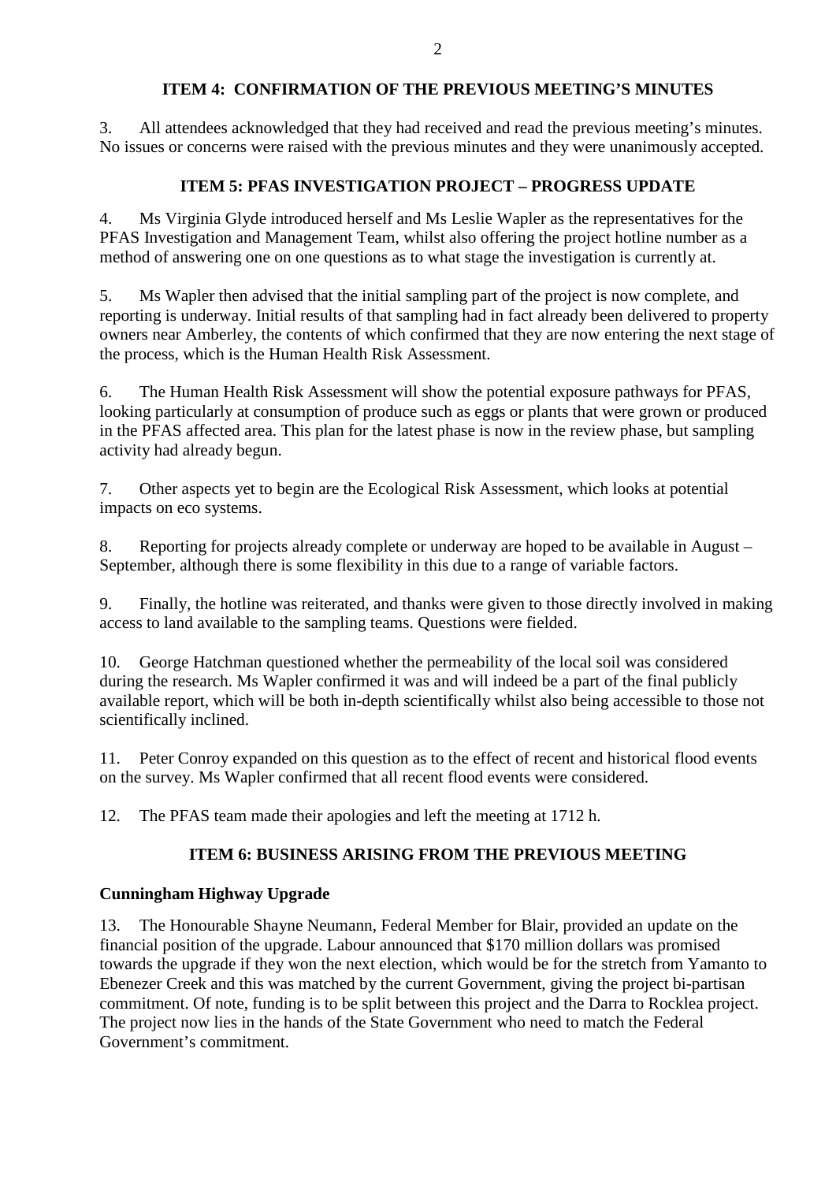## ITEM 4: CONFIRMATION OF THE PREVIOUS MEETING'S MINUTES

3. All attendees acknowledged that they had received and read the previous meeting's minutes. No issues or concerns were raised with the previous minutes and they were unanimously accepted.

## ITEM 5: PFAS INVESTIGATION PROJECT – PROGRESS UPDATE

4. Ms Virginia Glyde introduced herself and Ms Leslie Wapler as the representatives for the PFAS Investigation and Management Team, whilst also offering the project hotline number as a method of answering one on one questions as to what stage the investigation is currently at.

5. Ms Wapler then advised that the initial sampling part of the project is now complete, and reporting is underway. Initial results of that sampling had in fact already been delivered to property owners near Amberley, the contents of which confirmed that they are now entering the next stage of the process, which is the Human Health Risk Assessment.

6. The Human Health Risk Assessment will show the potential exposure pathways for PFAS, looking particularly at consumption of produce such as eggs or plants that were grown or produced in the PFAS affected area. This plan for the latest phase is now in the review phase, but sampling activity had already begun.

7. Other aspects yet to begin are the Ecological Risk Assessment, which looks at potential impacts on eco systems.

8. Reporting for projects already complete or underway are hoped to be available in August – September, although there is some flexibility in this due to a range of variable factors.

9. Finally, the hotline was reiterated, and thanks were given to those directly involved in making access to land available to the sampling teams. Questions were fielded.

10. George Hatchman questioned whether the permeability of the local soil was considered during the research. Ms Wapler confirmed it was and will indeed be a part of the final publicly available report, which will be both in-depth scientifically whilst also being accessible to those not scientifically inclined.

11. Peter Conroy expanded on this question as to the effect of recent and historical flood events on the survey. Ms Wapler confirmed that all recent flood events were considered.

12. The PFAS team made their apologies and left the meeting at 1712 h.

## ITEM 6: BUSINESS ARISING FROM THE PREVIOUS MEETING

**Cunningham Highway Upgrade**

13. The Honourable Shayne Neumann, Federal Member for Blair, provided an update on the financial position of the upgrade. Labour announced that $170 million dollars was promised towards the upgrade if they won the next election, which would be for the stretch from Yamanto to Ebenezer Creek and this was matched by the current Government, giving the project bi-partisan commitment. Of note, funding is to be split between this project and the Darra to Rocklea project. The project now lies in the hands of the State Government who need to match the Federal Government's commitment.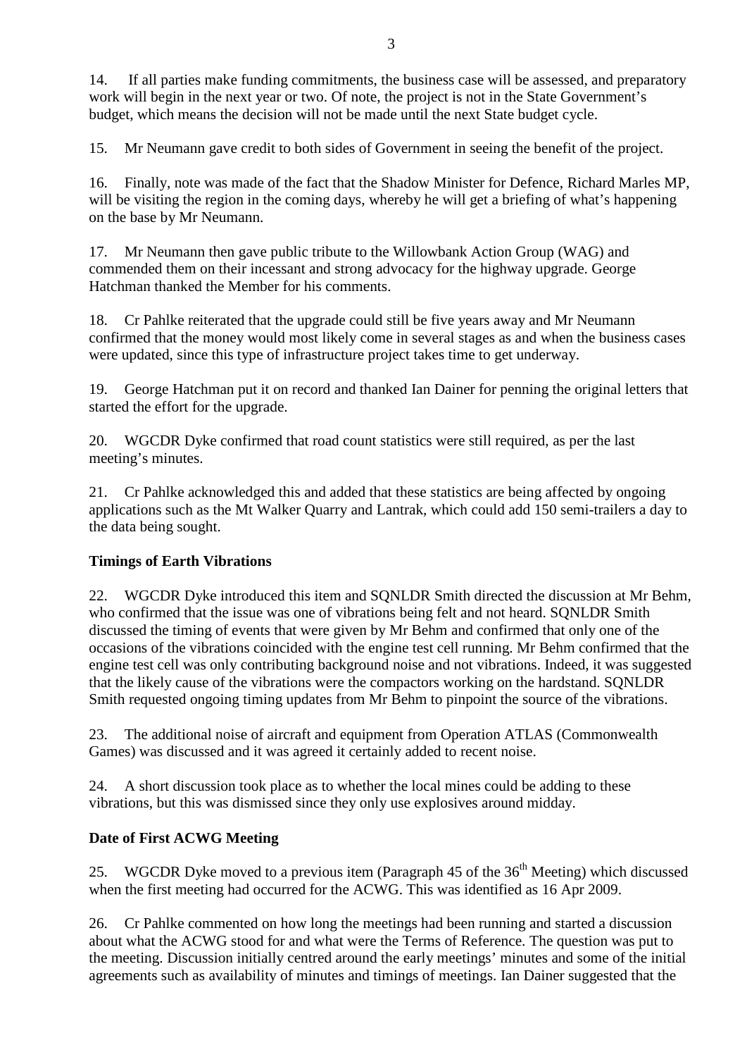14. If all parties make funding commitments, the business case will be assessed, and preparatory work will begin in the next year or two. Of note, the project is not in the State Government's budget, which means the decision will not be made until the next State budget cycle.

15. Mr Neumann gave credit to both sides of Government in seeing the benefit of the project.

16. Finally, note was made of the fact that the Shadow Minister for Defence, Richard Marles MP, will be visiting the region in the coming days, whereby he will get a briefing of what's happening on the base by Mr Neumann.

17. Mr Neumann then gave public tribute to the Willowbank Action Group (WAG) and commended them on their incessant and strong advocacy for the highway upgrade. George Hatchman thanked the Member for his comments.

18. Cr Pahlke reiterated that the upgrade could still be five years away and Mr Neumann confirmed that the money would most likely come in several stages as and when the business cases were updated, since this type of infrastructure project takes time to get underway.

19. George Hatchman put it on record and thanked Ian Dainer for penning the original letters that started the effort for the upgrade.

20. WGCDR Dyke confirmed that road count statistics were still required, as per the last meeting's minutes.

21. Cr Pahlke acknowledged this and added that these statistics are being affected by ongoing applications such as the Mt Walker Quarry and Lantrak, which could add 150 semi-trailers a day to the data being sought.

**Timings of Earth Vibrations**

22. WGCDR Dyke introduced this item and SQNLDR Smith directed the discussion at Mr Behm, who confirmed that the issue was one of vibrations being felt and not heard. SQNLDR Smith discussed the timing of events that were given by Mr Behm and confirmed that only one of the occasions of the vibrations coincided with the engine test cell running. Mr Behm confirmed that the engine test cell was only contributing background noise and not vibrations. Indeed, it was suggested that the likely cause of the vibrations were the compactors working on the hardstand. SQNLDR Smith requested ongoing timing updates from Mr Behm to pinpoint the source of the vibrations.

23. The additional noise of aircraft and equipment from Operation ATLAS (Commonwealth Games) was discussed and it was agreed it certainly added to recent noise.

24. A short discussion took place as to whether the local mines could be adding to these vibrations, but this was dismissed since they only use explosives around midday.

**Date of First ACWG Meeting**

25. WGCDR Dyke moved to a previous item (Paragraph 45 of the 36th Meeting) which discussed when the first meeting had occurred for the ACWG. This was identified as 16 Apr 2009.

26. Cr Pahlke commented on how long the meetings had been running and started a discussion about what the ACWG stood for and what were the Terms of Reference. The question was put to the meeting. Discussion initially centred around the early meetings' minutes and some of the initial agreements such as availability of minutes and timings of meetings. Ian Dainer suggested that the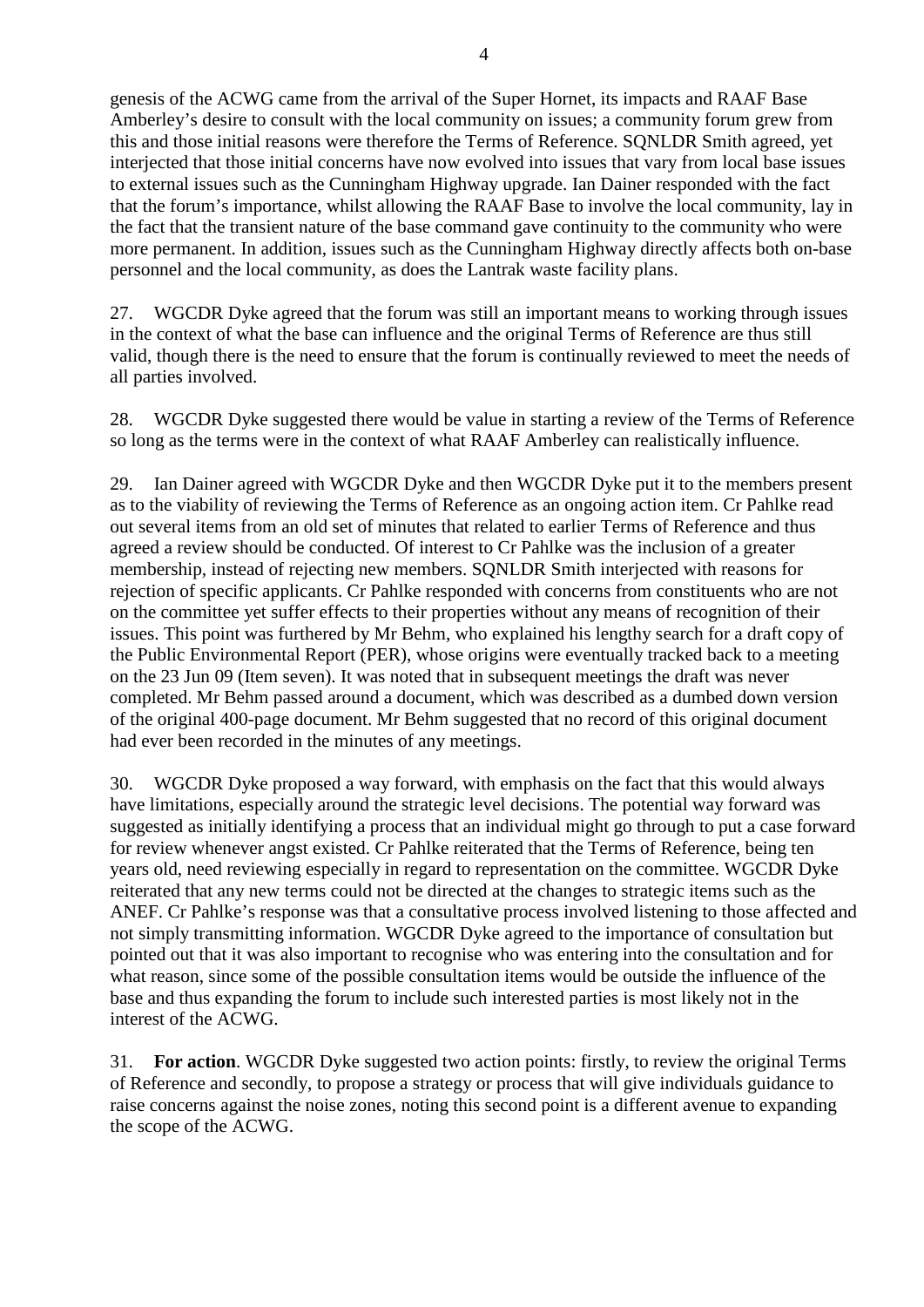genesis of the ACWG came from the arrival of the Super Hornet, its impacts and RAAF Base Amberley's desire to consult with the local community on issues; a community forum grew from this and those initial reasons were therefore the Terms of Reference. SQNLDR Smith agreed, yet interjected that those initial concerns have now evolved into issues that vary from local base issues to external issues such as the Cunningham Highway upgrade. Ian Dainer responded with the fact that the forum's importance, whilst allowing the RAAF Base to involve the local community, lay in the fact that the transient nature of the base command gave continuity to the community who were more permanent. In addition, issues such as the Cunningham Highway directly affects both on-base personnel and the local community, as does the Lantrak waste facility plans.

27. WGCDR Dyke agreed that the forum was still an important means to working through issues in the context of what the base can influence and the original Terms of Reference are thus still valid, though there is the need to ensure that the forum is continually reviewed to meet the needs of all parties involved.

28. WGCDR Dyke suggested there would be value in starting a review of the Terms of Reference so long as the terms were in the context of what RAAF Amberley can realistically influence.

29. Ian Dainer agreed with WGCDR Dyke and then WGCDR Dyke put it to the members present as to the viability of reviewing the Terms of Reference as an ongoing action item. Cr Pahlke read out several items from an old set of minutes that related to earlier Terms of Reference and thus agreed a review should be conducted. Of interest to Cr Pahlke was the inclusion of a greater membership, instead of rejecting new members. SQNLDR Smith interjected with reasons for rejection of specific applicants. Cr Pahlke responded with concerns from constituents who are not on the committee yet suffer effects to their properties without any means of recognition of their issues. This point was furthered by Mr Behm, who explained his lengthy search for a draft copy of the Public Environmental Report (PER), whose origins were eventually tracked back to a meeting on the 23 Jun 09 (Item seven). It was noted that in subsequent meetings the draft was never completed. Mr Behm passed around a document, which was described as a dumbed down version of the original 400-page document. Mr Behm suggested that no record of this original document had ever been recorded in the minutes of any meetings.

30. WGCDR Dyke proposed a way forward, with emphasis on the fact that this would always have limitations, especially around the strategic level decisions. The potential way forward was suggested as initially identifying a process that an individual might go through to put a case forward for review whenever angst existed. Cr Pahlke reiterated that the Terms of Reference, being ten years old, need reviewing especially in regard to representation on the committee. WGCDR Dyke reiterated that any new terms could not be directed at the changes to strategic items such as the ANEF. Cr Pahlke's response was that a consultative process involved listening to those affected and not simply transmitting information. WGCDR Dyke agreed to the importance of consultation but pointed out that it was also important to recognise who was entering into the consultation and for what reason, since some of the possible consultation items would be outside the influence of the base and thus expanding the forum to include such interested parties is most likely not in the interest of the ACWG.

31. **For action**. WGCDR Dyke suggested two action points: firstly, to review the original Terms of Reference and secondly, to propose a strategy or process that will give individuals guidance to raise concerns against the noise zones, noting this second point is a different avenue to expanding the scope of the ACWG.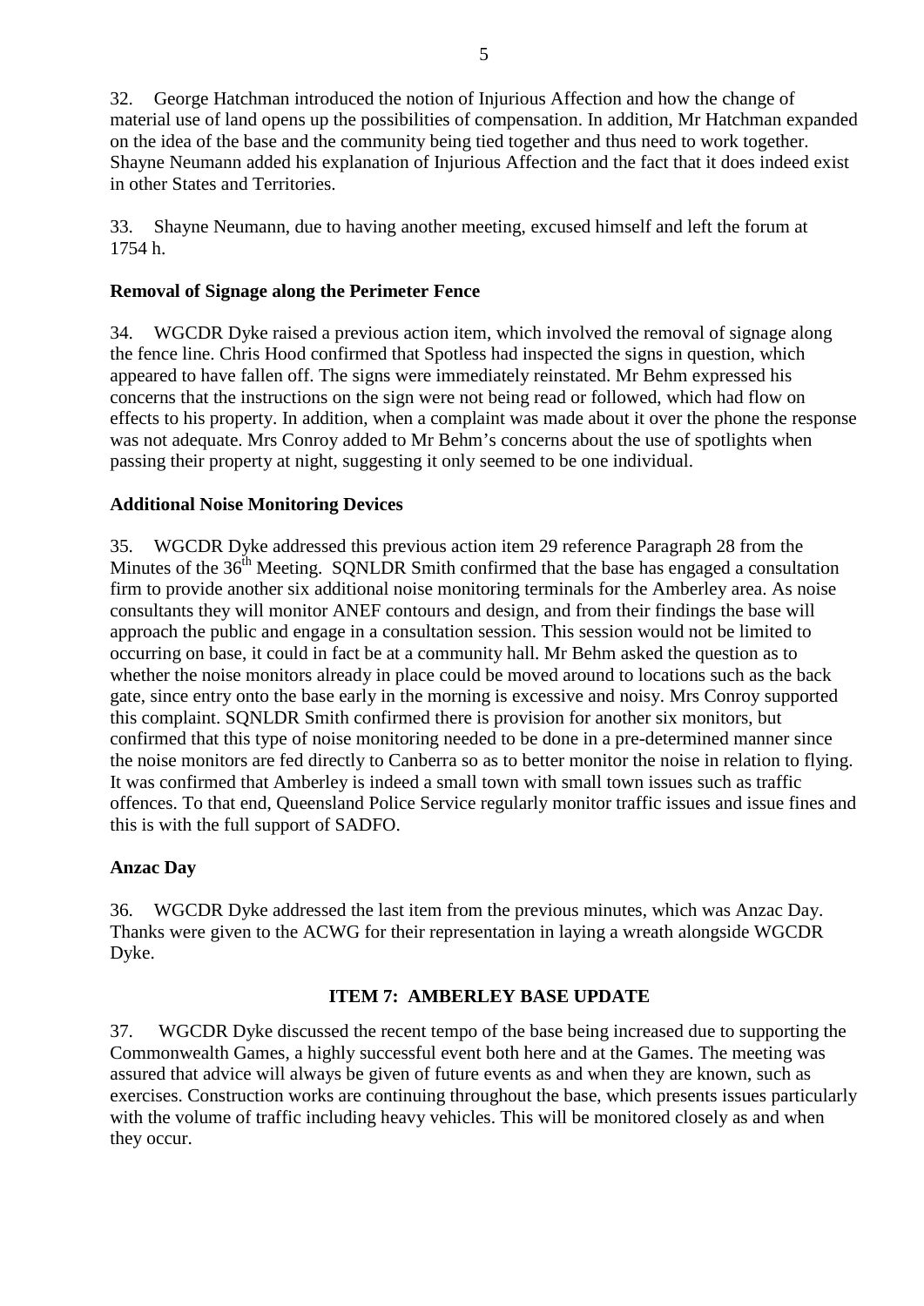32. George Hatchman introduced the notion of Injurious Affection and how the change of material use of land opens up the possibilities of compensation. In addition, Mr Hatchman expanded on the idea of the base and the community being tied together and thus need to work together. Shayne Neumann added his explanation of Injurious Affection and the fact that it does indeed exist in other States and Territories.

33. Shayne Neumann, due to having another meeting, excused himself and left the forum at 1754 h.

**Removal of Signage along the Perimeter Fence**

34. WGCDR Dyke raised a previous action item, which involved the removal of signage along the fence line. Chris Hood confirmed that Spotless had inspected the signs in question, which appeared to have fallen off. The signs were immediately reinstated. Mr Behm expressed his concerns that the instructions on the sign were not being read or followed, which had flow on effects to his property. In addition, when a complaint was made about it over the phone the response was not adequate. Mrs Conroy added to Mr Behm's concerns about the use of spotlights when passing their property at night, suggesting it only seemed to be one individual.

**Additional Noise Monitoring Devices**

35. WGCDR Dyke addressed this previous action item 29 reference Paragraph 28 from the Minutes of the 36th Meeting. SQNLDR Smith confirmed that the base has engaged a consultation firm to provide another six additional noise monitoring terminals for the Amberley area. As noise consultants they will monitor ANEF contours and design, and from their findings the base will approach the public and engage in a consultation session. This session would not be limited to occurring on base, it could in fact be at a community hall. Mr Behm asked the question as to whether the noise monitors already in place could be moved around to locations such as the back gate, since entry onto the base early in the morning is excessive and noisy. Mrs Conroy supported this complaint. SQNLDR Smith confirmed there is provision for another six monitors, but confirmed that this type of noise monitoring needed to be done in a pre-determined manner since the noise monitors are fed directly to Canberra so as to better monitor the noise in relation to flying. It was confirmed that Amberley is indeed a small town with small town issues such as traffic offences. To that end, Queensland Police Service regularly monitor traffic issues and issue fines and this is with the full support of SADFO.

**Anzac Day**

36. WGCDR Dyke addressed the last item from the previous minutes, which was Anzac Day. Thanks were given to the ACWG for their representation in laying a wreath alongside WGCDR Dyke.

## ITEM 7: AMBERLEY BASE UPDATE

37. WGCDR Dyke discussed the recent tempo of the base being increased due to supporting the Commonwealth Games, a highly successful event both here and at the Games. The meeting was assured that advice will always be given of future events as and when they are known, such as exercises. Construction works are continuing throughout the base, which presents issues particularly with the volume of traffic including heavy vehicles. This will be monitored closely as and when they occur.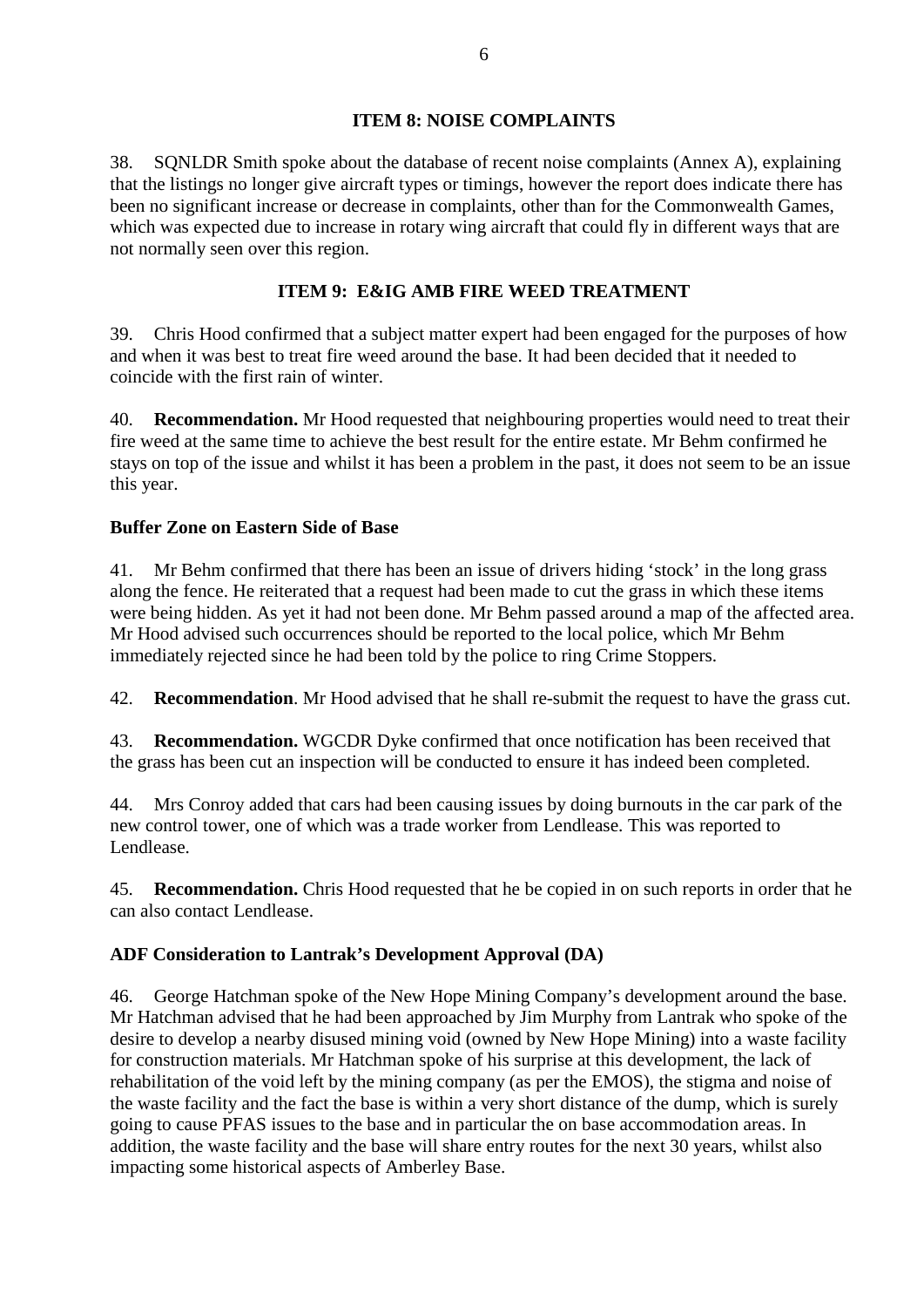**ITEM 8: NOISE COMPLAINTS**

38. SQNLDR Smith spoke about the database of recent noise complaints (Annex A), explaining that the listings no longer give aircraft types or timings, however the report does indicate there has been no significant increase or decrease in complaints, other than for the Commonwealth Games, which was expected due to increase in rotary wing aircraft that could fly in different ways that are not normally seen over this region.

**ITEM 9: E&IG AMB FIRE WEED TREATMENT**

39. Chris Hood confirmed that a subject matter expert had been engaged for the purposes of how and when it was best to treat fire weed around the base. It had been decided that it needed to coincide with the first rain of winter.

40. **Recommendation.** Mr Hood requested that neighbouring properties would need to treat their fire weed at the same time to achieve the best result for the entire estate. Mr Behm confirmed he stays on top of the issue and whilst it has been a problem in the past, it does not seem to be an issue this year.

**Buffer Zone on Eastern Side of Base**

41. Mr Behm confirmed that there has been an issue of drivers hiding 'stock' in the long grass along the fence. He reiterated that a request had been made to cut the grass in which these items were being hidden. As yet it had not been done. Mr Behm passed around a map of the affected area. Mr Hood advised such occurrences should be reported to the local police, which Mr Behm immediately rejected since he had been told by the police to ring Crime Stoppers.

42. **Recommendation**. Mr Hood advised that he shall re-submit the request to have the grass cut.

43. **Recommendation.** WGCDR Dyke confirmed that once notification has been received that the grass has been cut an inspection will be conducted to ensure it has indeed been completed.

44. Mrs Conroy added that cars had been causing issues by doing burnouts in the car park of the new control tower, one of which was a trade worker from Lendlease. This was reported to Lendlease.

45. **Recommendation.** Chris Hood requested that he be copied in on such reports in order that he can also contact Lendlease.

**ADF Consideration to Lantrak's Development Approval (DA)**

46. George Hatchman spoke of the New Hope Mining Company's development around the base. Mr Hatchman advised that he had been approached by Jim Murphy from Lantrak who spoke of the desire to develop a nearby disused mining void (owned by New Hope Mining) into a waste facility for construction materials. Mr Hatchman spoke of his surprise at this development, the lack of rehabilitation of the void left by the mining company (as per the EMOS), the stigma and noise of the waste facility and the fact the base is within a very short distance of the dump, which is surely going to cause PFAS issues to the base and in particular the on base accommodation areas. In addition, the waste facility and the base will share entry routes for the next 30 years, whilst also impacting some historical aspects of Amberley Base.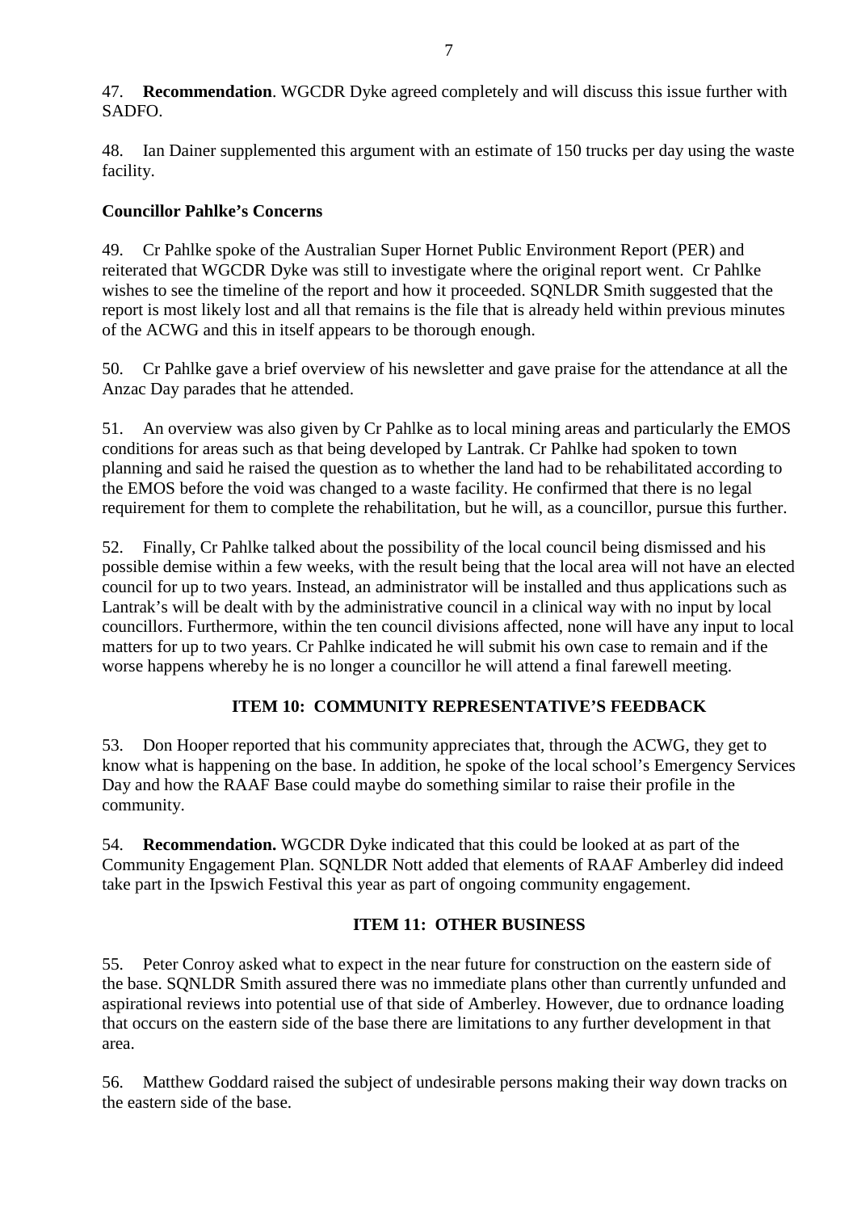47. **Recommendation**. WGCDR Dyke agreed completely and will discuss this issue further with SADFO.

48. Ian Dainer supplemented this argument with an estimate of 150 trucks per day using the waste facility.

**Councillor Pahlke's Concerns**

49. Cr Pahlke spoke of the Australian Super Hornet Public Environment Report (PER) and reiterated that WGCDR Dyke was still to investigate where the original report went. Cr Pahlke wishes to see the timeline of the report and how it proceeded. SQNLDR Smith suggested that the report is most likely lost and all that remains is the file that is already held within previous minutes of the ACWG and this in itself appears to be thorough enough.

50. Cr Pahlke gave a brief overview of his newsletter and gave praise for the attendance at all the Anzac Day parades that he attended.

51. An overview was also given by Cr Pahlke as to local mining areas and particularly the EMOS conditions for areas such as that being developed by Lantrak. Cr Pahlke had spoken to town planning and said he raised the question as to whether the land had to be rehabilitated according to the EMOS before the void was changed to a waste facility. He confirmed that there is no legal requirement for them to complete the rehabilitation, but he will, as a councillor, pursue this further.

52. Finally, Cr Pahlke talked about the possibility of the local council being dismissed and his possible demise within a few weeks, with the result being that the local area will not have an elected council for up to two years. Instead, an administrator will be installed and thus applications such as Lantrak's will be dealt with by the administrative council in a clinical way with no input by local councillors. Furthermore, within the ten council divisions affected, none will have any input to local matters for up to two years. Cr Pahlke indicated he will submit his own case to remain and if the worse happens whereby he is no longer a councillor he will attend a final farewell meeting.

## ITEM 10: COMMUNITY REPRESENTATIVE'S FEEDBACK

53. Don Hooper reported that his community appreciates that, through the ACWG, they get to know what is happening on the base. In addition, he spoke of the local school's Emergency Services Day and how the RAAF Base could maybe do something similar to raise their profile in the community.

54. **Recommendation.** WGCDR Dyke indicated that this could be looked at as part of the Community Engagement Plan. SQNLDR Nott added that elements of RAAF Amberley did indeed take part in the Ipswich Festival this year as part of ongoing community engagement.

## ITEM 11: OTHER BUSINESS

55. Peter Conroy asked what to expect in the near future for construction on the eastern side of the base. SQNLDR Smith assured there was no immediate plans other than currently unfunded and aspirational reviews into potential use of that side of Amberley. However, due to ordnance loading that occurs on the eastern side of the base there are limitations to any further development in that area.

56. Matthew Goddard raised the subject of undesirable persons making their way down tracks on the eastern side of the base.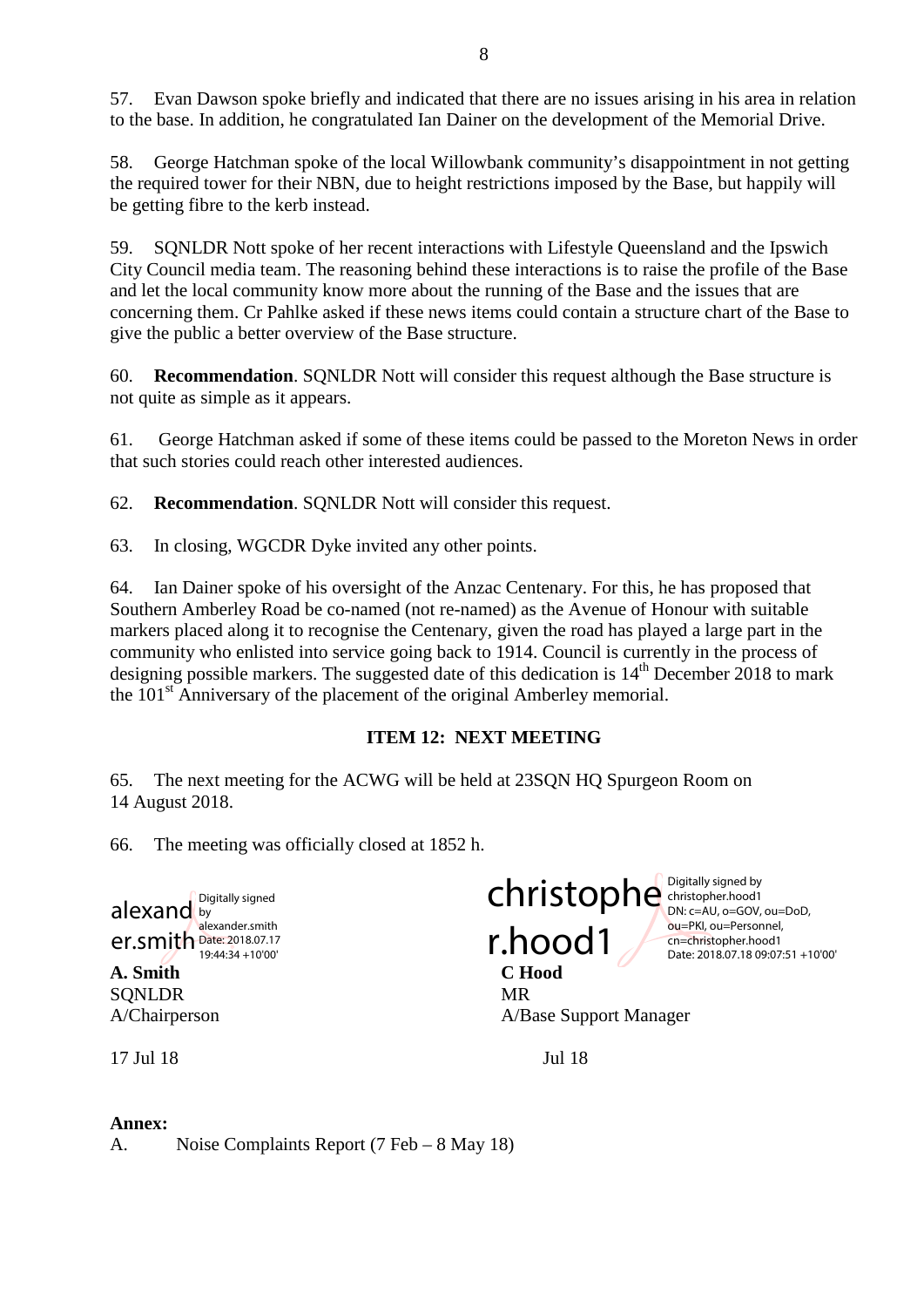57. Evan Dawson spoke briefly and indicated that there are no issues arising in his area in relation to the base. In addition, he congratulated Ian Dainer on the development of the Memorial Drive.

58. George Hatchman spoke of the local Willowbank community's disappointment in not getting the required tower for their NBN, due to height restrictions imposed by the Base, but happily will be getting fibre to the kerb instead.

59. SQNLDR Nott spoke of her recent interactions with Lifestyle Queensland and the Ipswich City Council media team. The reasoning behind these interactions is to raise the profile of the Base and let the local community know more about the running of the Base and the issues that are concerning them. Cr Pahlke asked if these news items could contain a structure chart of the Base to give the public a better overview of the Base structure.

60. **Recommendation**. SQNLDR Nott will consider this request although the Base structure is not quite as simple as it appears.

61. George Hatchman asked if some of these items could be passed to the Moreton News in order that such stories could reach other interested audiences.

62. **Recommendation**. SQNLDR Nott will consider this request.

63. In closing, WGCDR Dyke invited any other points.

64. Ian Dainer spoke of his oversight of the Anzac Centenary. For this, he has proposed that Southern Amberley Road be co-named (not re-named) as the Avenue of Honour with suitable markers placed along it to recognise the Centenary, given the road has played a large part in the community who enlisted into service going back to 1914. Council is currently in the process of designing possible markers. The suggested date of this dedication is 14th December 2018 to mark the 101st Anniversary of the placement of the original Amberley memorial.

**ITEM 12: NEXT MEETING**

65. The next meeting for the ACWG will be held at 23SQN HQ Spurgeon Room on 14 August 2018.

66. The meeting was officially closed at 1852 h.

alexander.smith — Digitally signed by alexander.smith Date: 2018.07.17 19:44:34 +10'00'

**A. Smith**
SQNLDR
A/Chairperson

17 Jul 18

christopher.hood1 — Digitally signed by christopher.hood1 DN: c=AU, o=GOV, ou=DoD, ou=PKI, ou=Personnel, cn=christopher.hood1 Date: 2018.07.18 09:07:51 +10'00'

**C Hood**
MR
A/Base Support Manager

Jul 18

**Annex:**

A. Noise Complaints Report (7 Feb – 8 May 18)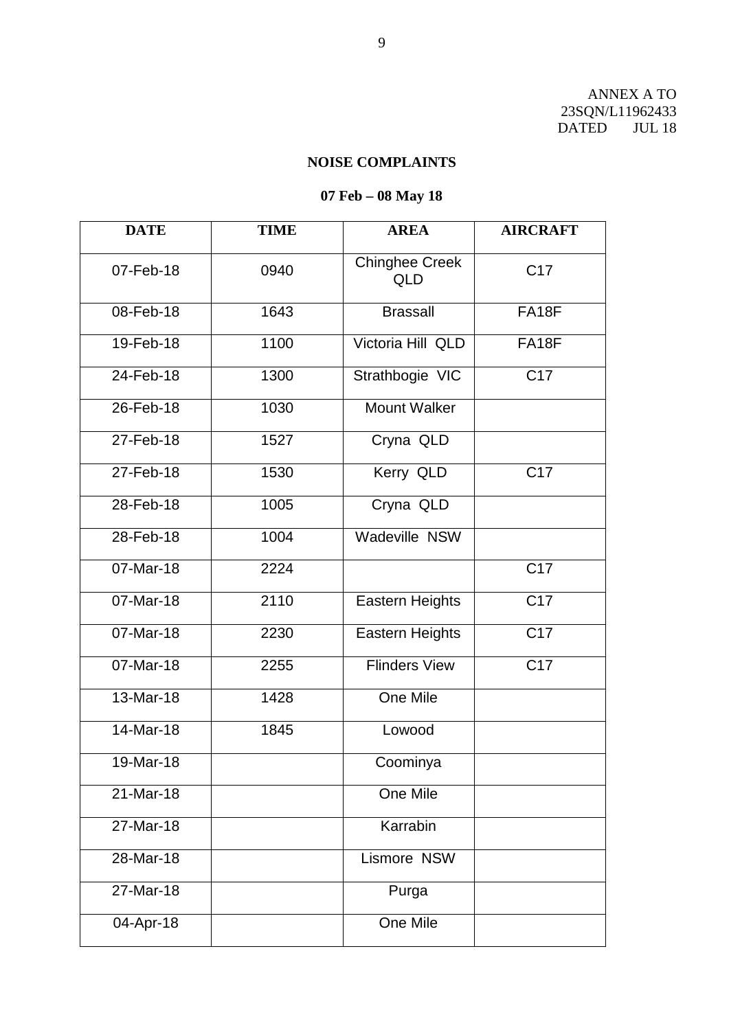ANNEX A TO
23SQN/L11962433
DATED JUL 18

**NOISE COMPLAINTS**

**07 Feb – 08 May 18**

| DATE | TIME | AREA | AIRCRAFT |
|---|---|---|---|
| 07-Feb-18 | 0940 | Chinghee Creek QLD | C17 |
| 08-Feb-18 | 1643 | Brassall | FA18F |
| 19-Feb-18 | 1100 | Victoria Hill QLD | FA18F |
| 24-Feb-18 | 1300 | Strathbogie VIC | C17 |
| 26-Feb-18 | 1030 | Mount Walker | |
| 27-Feb-18 | 1527 | Cryna QLD | |
| 27-Feb-18 | 1530 | Kerry QLD | C17 |
| 28-Feb-18 | 1005 | Cryna QLD | |
| 28-Feb-18 | 1004 | Wadeville NSW | |
| 07-Mar-18 | 2224 | | C17 |
| 07-Mar-18 | 2110 | Eastern Heights | C17 |
| 07-Mar-18 | 2230 | Eastern Heights | C17 |
| 07-Mar-18 | 2255 | Flinders View | C17 |
| 13-Mar-18 | 1428 | One Mile | |
| 14-Mar-18 | 1845 | Lowood | |
| 19-Mar-18 | | Coominya | |
| 21-Mar-18 | | One Mile | |
| 27-Mar-18 | | Karrabin | |
| 28-Mar-18 | | Lismore NSW | |
| 27-Mar-18 | | Purga | |
| 04-Apr-18 | | One Mile | |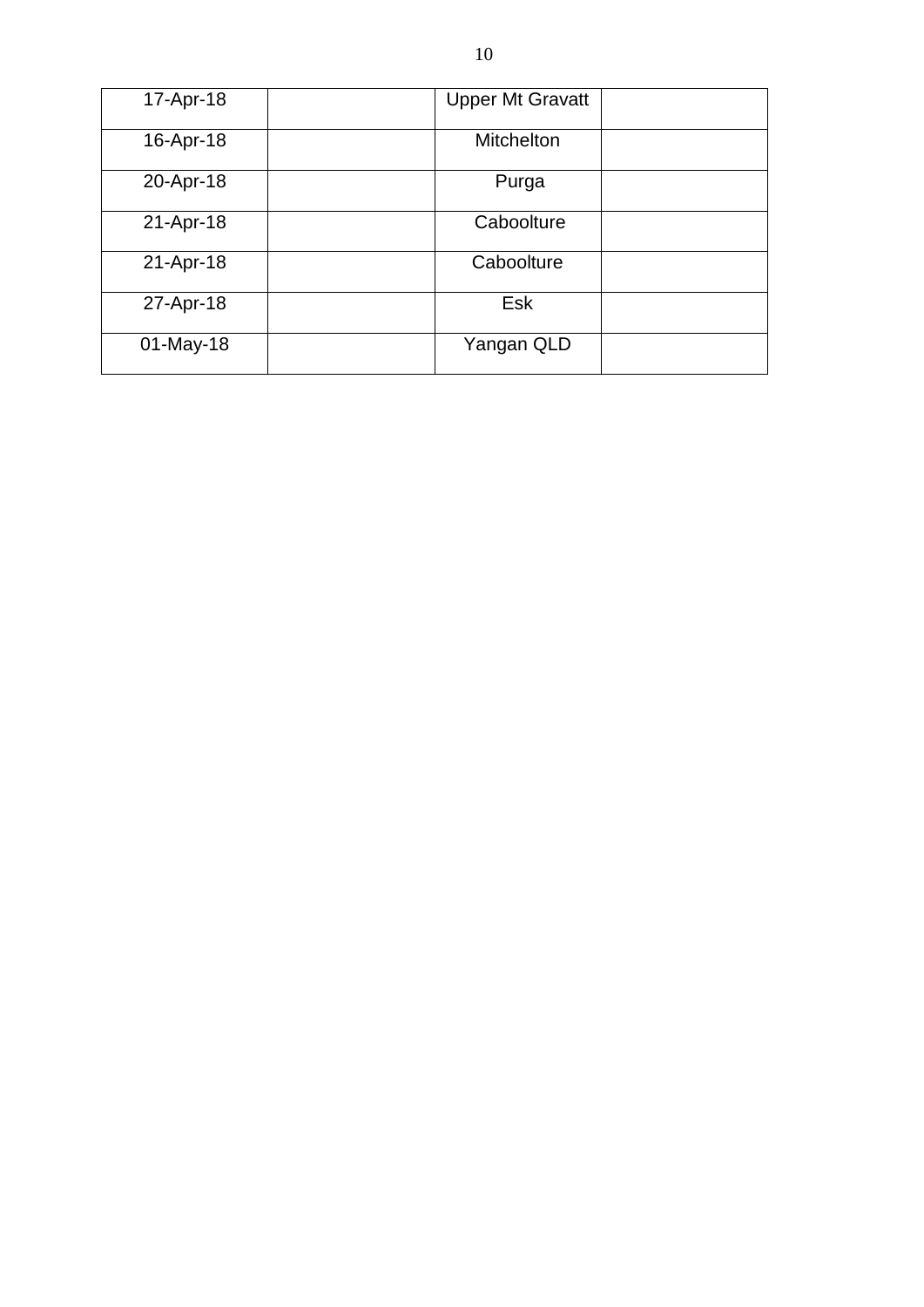| | | | |
|---|---|---|---|
| 17-Apr-18 | | Upper Mt Gravatt | |
| 16-Apr-18 | | Mitchelton | |
| 20-Apr-18 | | Purga | |
| 21-Apr-18 | | Caboolture | |
| 21-Apr-18 | | Caboolture | |
| 27-Apr-18 | | Esk | |
| 01-May-18 | | Yangan QLD | |